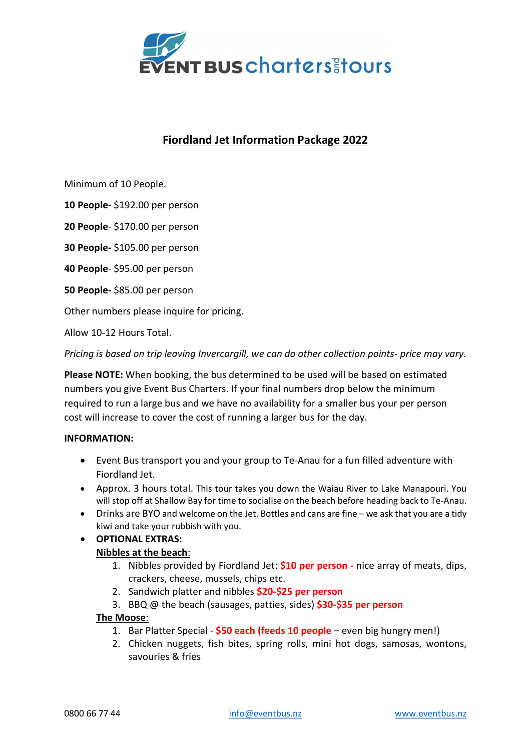EVENT BUS charters and tours

# Fiordland Jet Information Package 2022

Minimum of 10 People.

**10 People**- $192.00 per person

**20 People**- $170.00 per person

**30 People-** $105.00 per person

**40 People**- $95.00 per person

**50 People-** $85.00 per person

Other numbers please inquire for pricing.

Allow 10-12 Hours Total.

*Pricing is based on trip leaving Invercargill, we can do other collection points- price may vary.*

**Please NOTE:** When booking, the bus determined to be used will be based on estimated numbers you give Event Bus Charters. If your final numbers drop below the minimum required to run a large bus and we have no availability for a smaller bus your per person cost will increase to cover the cost of running a larger bus for the day.

**INFORMATION:**

- Event Bus transport you and your group to Te-Anau for a fun filled adventure with Fiordland Jet.
- Approx. 3 hours total. This tour takes you down the Waiau River to Lake Manapouri. You will stop off at Shallow Bay for time to socialise on the beach before heading back to Te-Anau.
- Drinks are BYO and welcome on the Jet. Bottles and cans are fine – we ask that you are a tidy kiwi and take your rubbish with you.
- **OPTIONAL EXTRAS:**

  **Nibbles at the beach**:
  1. Nibbles provided by Fiordland Jet: **$10 per person -** nice array of meats, dips, crackers, cheese, mussels, chips etc.
  2. Sandwich platter and nibbles **$20-$25 per person**
  3. BBQ @ the beach (sausages, patties, sides) **$30-$35 per person**

  **The Moose**:
  1. Bar Platter Special - **$50 each (feeds 10 people** – even big hungry men!)
  2. Chicken nuggets, fish bites, spring rolls, mini hot dogs, samosas, wontons, savouries & fries

0800 66 77 44 | info@eventbus.nz | www.eventbus.nz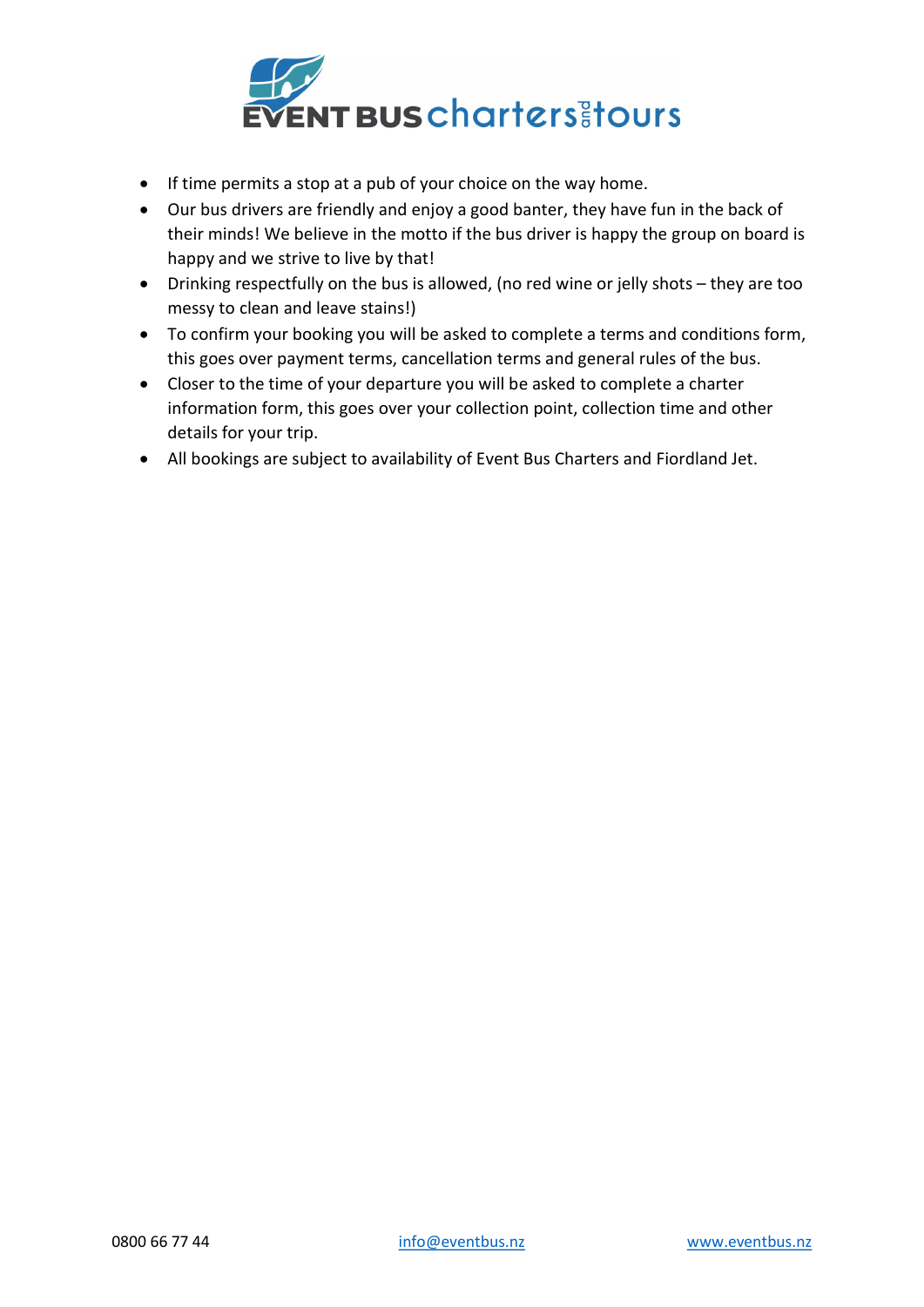- If time permits a stop at a pub of your choice on the way home.
- Our bus drivers are friendly and enjoy a good banter, they have fun in the back of their minds! We believe in the motto if the bus driver is happy the group on board is happy and we strive to live by that!
- Drinking respectfully on the bus is allowed, (no red wine or jelly shots – they are too messy to clean and leave stains!)
- To confirm your booking you will be asked to complete a terms and conditions form, this goes over payment terms, cancellation terms and general rules of the bus.
- Closer to the time of your departure you will be asked to complete a charter information form, this goes over your collection point, collection time and other details for your trip.
- All bookings are subject to availability of Event Bus Charters and Fiordland Jet.